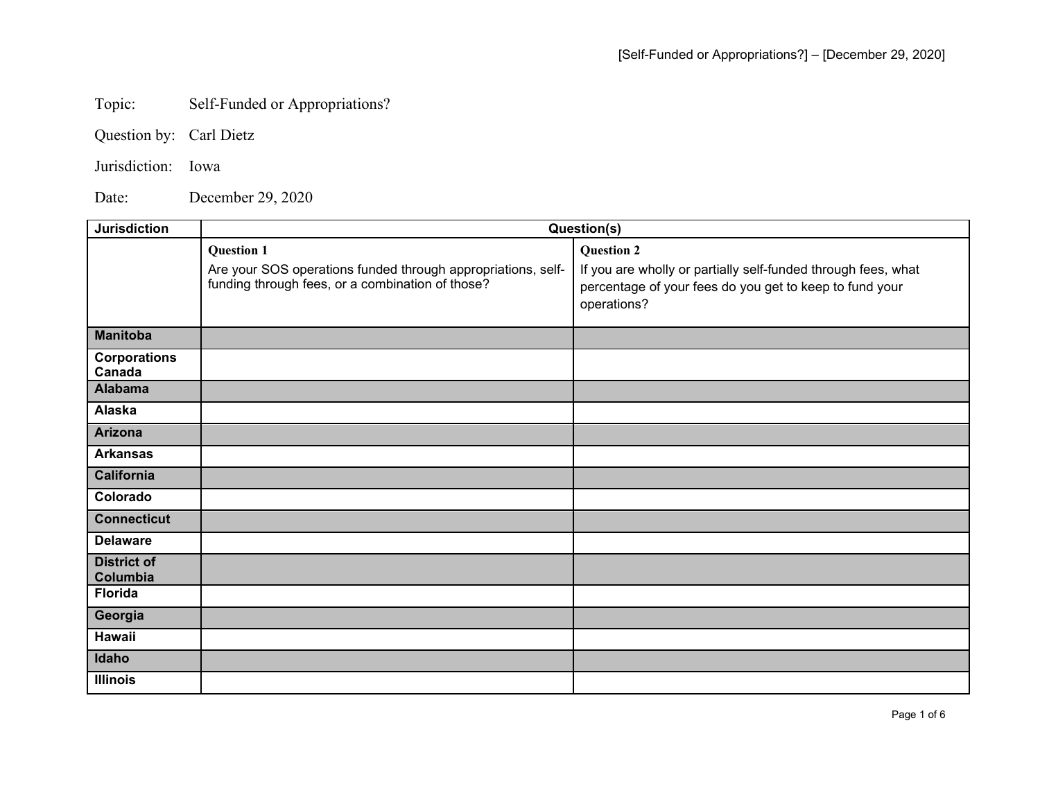Topic: Self-Funded or Appropriations?

Question by: Carl Dietz

Jurisdiction: Iowa

Date: December 29, 2020

| Jurisdiction | Question(s) | |
|---|---|---|
| | **Question 1** Are your SOS operations funded through appropriations, self-funding through fees, or a combination of those? | **Question 2** If you are wholly or partially self-funded through fees, what percentage of your fees do you get to keep to fund your operations? |
| **Manitoba** | | |
| **Corporations Canada** | | |
| **Alabama** | | |
| **Alaska** | | |
| **Arizona** | | |
| **Arkansas** | | |
| **California** | | |
| **Colorado** | | |
| **Connecticut** | | |
| **Delaware** | | |
| **District of Columbia** | | |
| **Florida** | | |
| **Georgia** | | |
| **Hawaii** | | |
| **Idaho** | | |
| **Illinois** | | |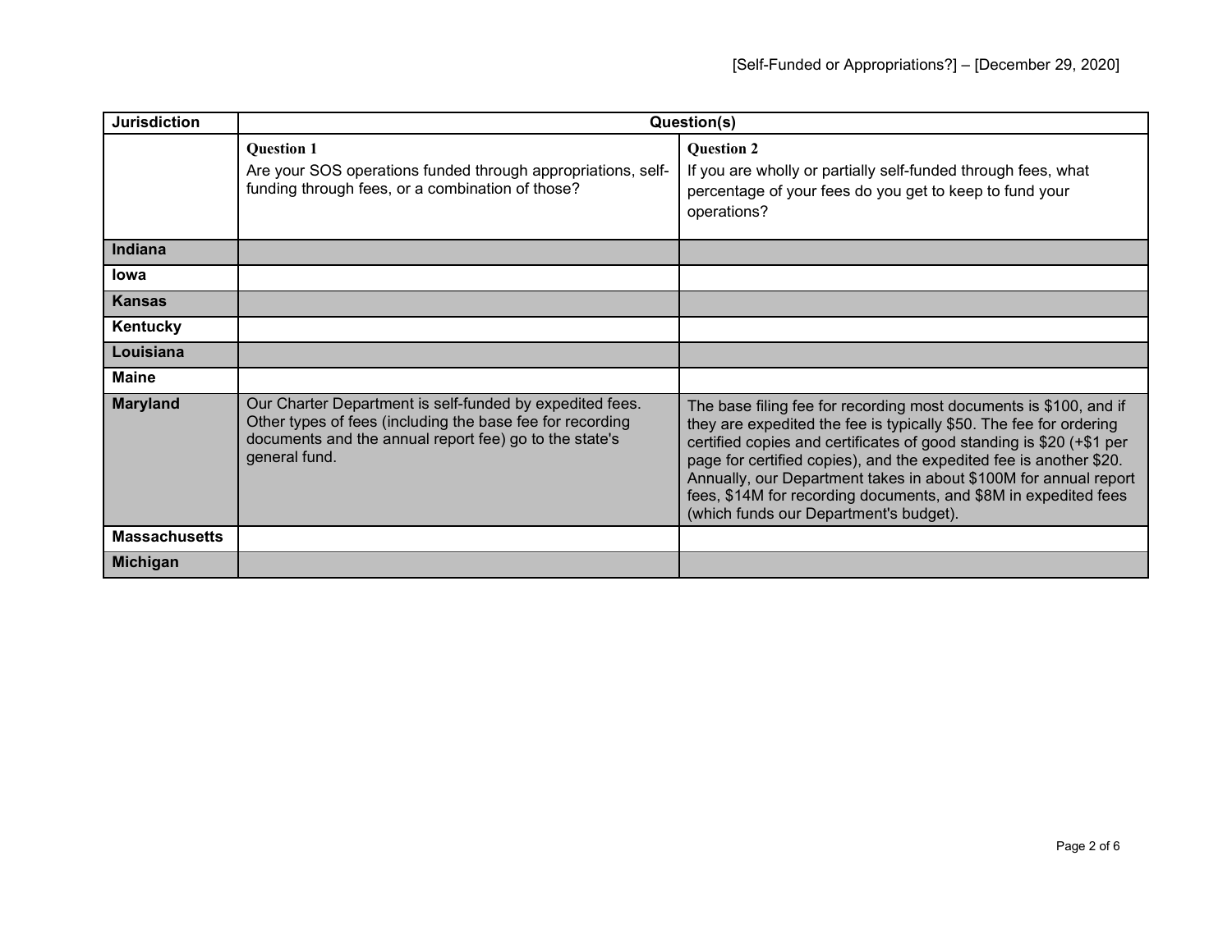| Jurisdiction | Question(s) | |
|---|---|---|
| | **Question 1**<br>Are your SOS operations funded through appropriations, self-funding through fees, or a combination of those? | **Question 2**<br>If you are wholly or partially self-funded through fees, what percentage of your fees do you get to keep to fund your operations? |
| **Indiana** | | |
| **Iowa** | | |
| **Kansas** | | |
| **Kentucky** | | |
| **Louisiana** | | |
| **Maine** | | |
| **Maryland** | Our Charter Department is self-funded by expedited fees. Other types of fees (including the base fee for recording documents and the annual report fee) go to the state's general fund. | The base filing fee for recording most documents is $100, and if they are expedited the fee is typically $50. The fee for ordering certified copies and certificates of good standing is $20 (+$1 per page for certified copies), and the expedited fee is another $20. Annually, our Department takes in about $100M for annual report fees, $14M for recording documents, and $8M in expedited fees (which funds our Department's budget). |
| **Massachusetts** | | |
| **Michigan** | | |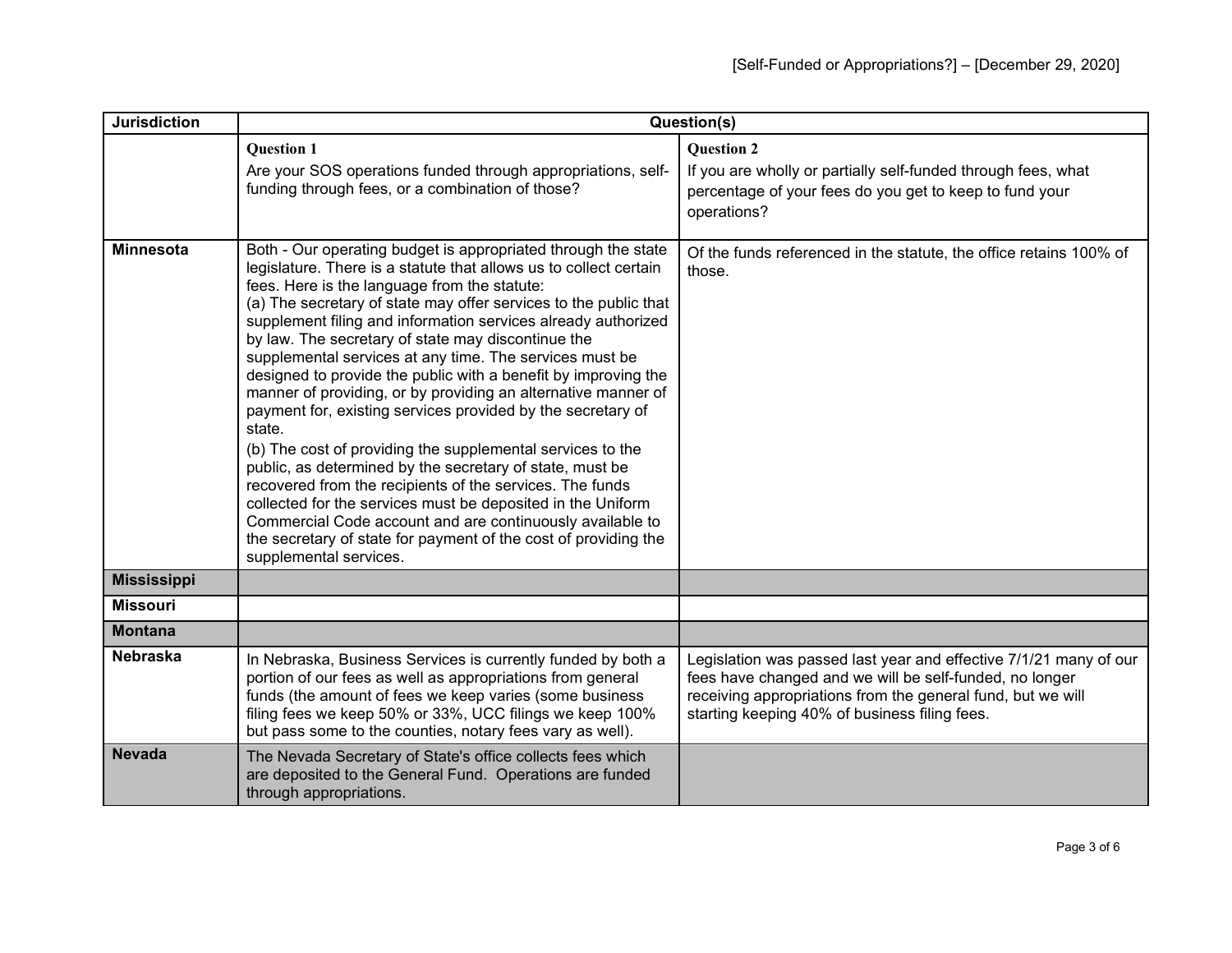| Jurisdiction | Question(s) | |
|---|---|---|
| | **Question 1**<br>Are your SOS operations funded through appropriations, self-funding through fees, or a combination of those? | **Question 2**<br>If you are wholly or partially self-funded through fees, what percentage of your fees do you get to keep to fund your operations? |
| **Minnesota** | Both - Our operating budget is appropriated through the state legislature. There is a statute that allows us to collect certain fees. Here is the language from the statute:<br>(a) The secretary of state may offer services to the public that supplement filing and information services already authorized by law. The secretary of state may discontinue the supplemental services at any time. The services must be designed to provide the public with a benefit by improving the manner of providing, or by providing an alternative manner of payment for, existing services provided by the secretary of state.<br>(b) The cost of providing the supplemental services to the public, as determined by the secretary of state, must be recovered from the recipients of the services. The funds collected for the services must be deposited in the Uniform Commercial Code account and are continuously available to the secretary of state for payment of the cost of providing the supplemental services. | Of the funds referenced in the statute, the office retains 100% of those. |
| **Mississippi** | | |
| **Missouri** | | |
| **Montana** | | |
| **Nebraska** | In Nebraska, Business Services is currently funded by both a portion of our fees as well as appropriations from general funds (the amount of fees we keep varies (some business filing fees we keep 50% or 33%, UCC filings we keep 100% but pass some to the counties, notary fees vary as well). | Legislation was passed last year and effective 7/1/21 many of our fees have changed and we will be self-funded, no longer receiving appropriations from the general fund, but we will starting keeping 40% of business filing fees. |
| **Nevada** | The Nevada Secretary of State's office collects fees which are deposited to the General Fund. Operations are funded through appropriations. | |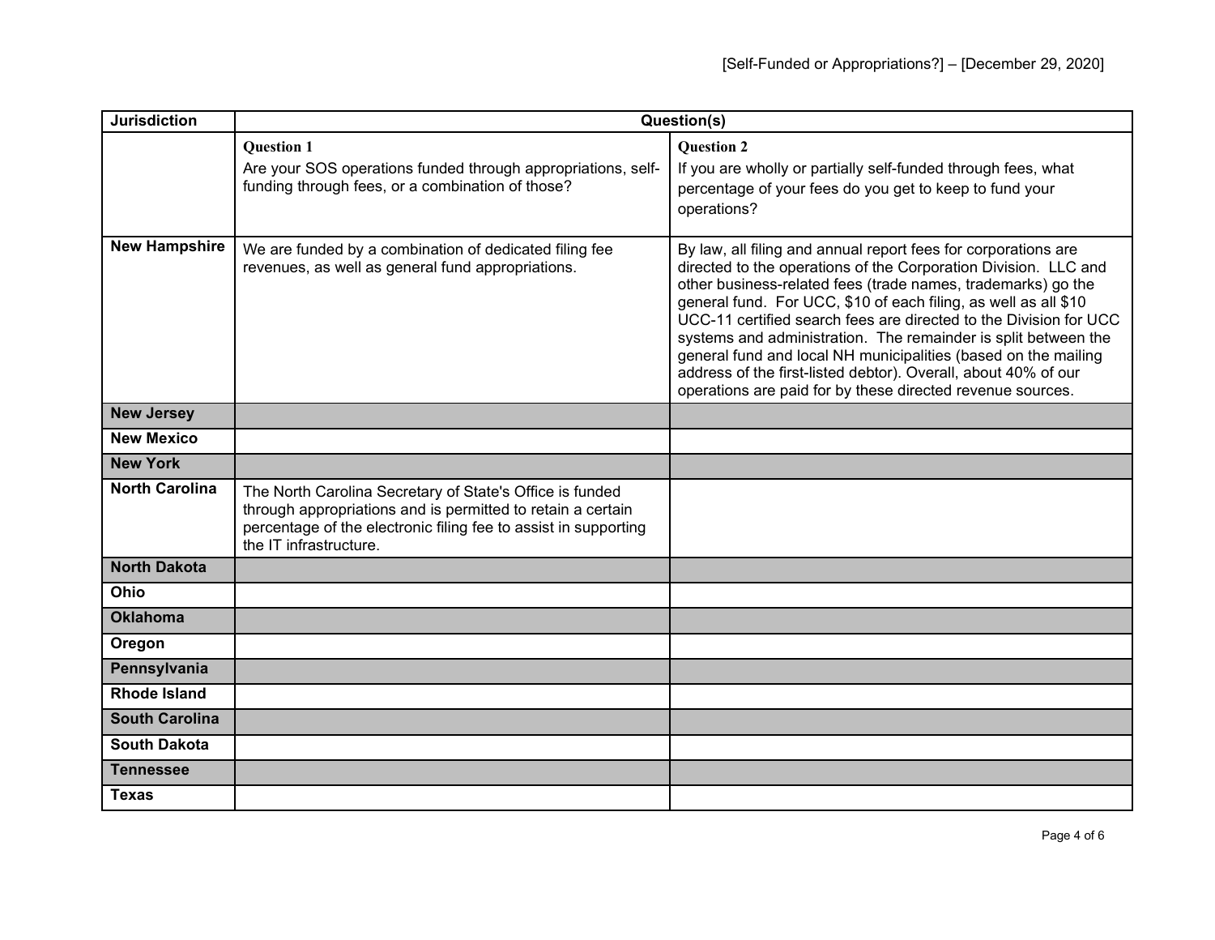| Jurisdiction | Question(s) | |
|---|---|---|
| | **Question 1**<br>Are your SOS operations funded through appropriations, self-funding through fees, or a combination of those? | **Question 2**<br>If you are wholly or partially self-funded through fees, what percentage of your fees do you get to keep to fund your operations? |
| **New Hampshire** | We are funded by a combination of dedicated filing fee revenues, as well as general fund appropriations. | By law, all filing and annual report fees for corporations are directed to the operations of the Corporation Division. LLC and other business-related fees (trade names, trademarks) go the general fund. For UCC, $10 of each filing, as well as all $10 UCC-11 certified search fees are directed to the Division for UCC systems and administration. The remainder is split between the general fund and local NH municipalities (based on the mailing address of the first-listed debtor). Overall, about 40% of our operations are paid for by these directed revenue sources. |
| **New Jersey** | | |
| **New Mexico** | | |
| **New York** | | |
| **North Carolina** | The North Carolina Secretary of State's Office is funded through appropriations and is permitted to retain a certain percentage of the electronic filing fee to assist in supporting the IT infrastructure. | |
| **North Dakota** | | |
| **Ohio** | | |
| **Oklahoma** | | |
| **Oregon** | | |
| **Pennsylvania** | | |
| **Rhode Island** | | |
| **South Carolina** | | |
| **South Dakota** | | |
| **Tennessee** | | |
| **Texas** | | |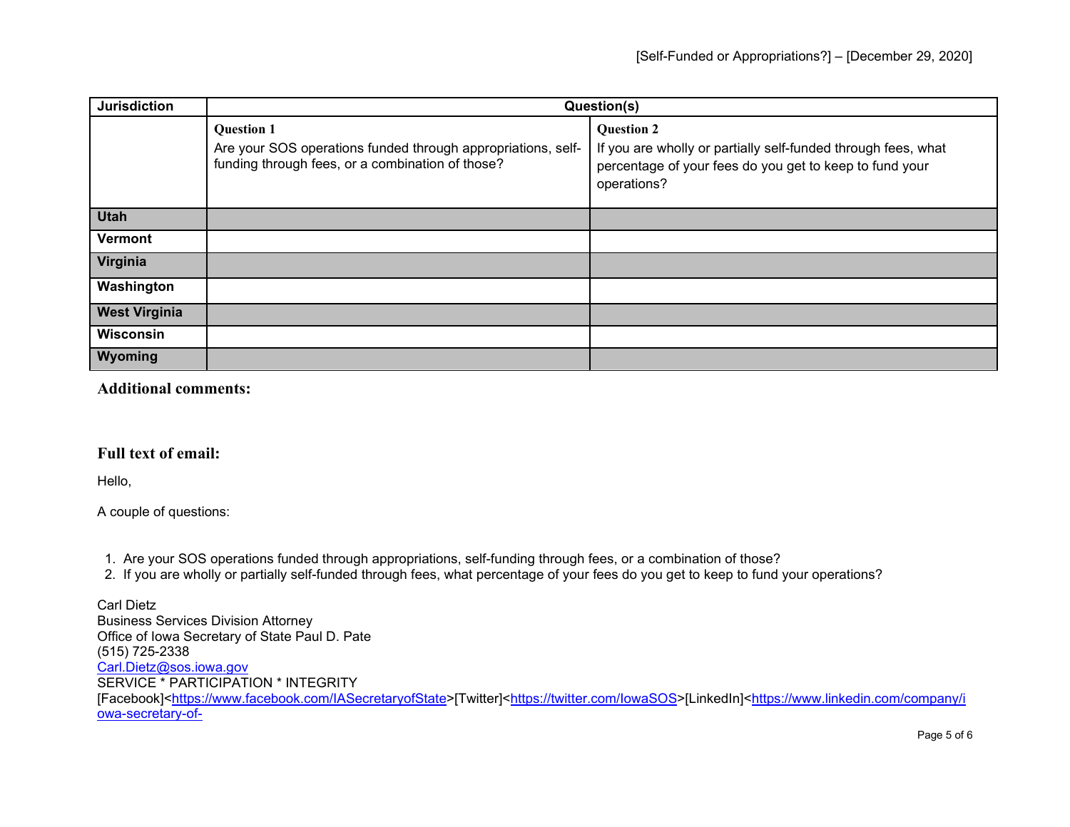| Jurisdiction | Question(s) | |
|---|---|---|
| | **Question 1**<br>Are your SOS operations funded through appropriations, self-funding through fees, or a combination of those? | **Question 2**<br>If you are wholly or partially self-funded through fees, what percentage of your fees do you get to keep to fund your operations? |
| **Utah** | | |
| **Vermont** | | |
| **Virginia** | | |
| **Washington** | | |
| **West Virginia** | | |
| **Wisconsin** | | |
| **Wyoming** | | |

## Additional comments:

## Full text of email:

Hello,

A couple of questions:

1. Are your SOS operations funded through appropriations, self-funding through fees, or a combination of those?
2. If you are wholly or partially self-funded through fees, what percentage of your fees do you get to keep to fund your operations?

Carl Dietz
Business Services Division Attorney
Office of Iowa Secretary of State Paul D. Pate
(515) 725-2338
Carl.Dietz@sos.iowa.gov
SERVICE * PARTICIPATION * INTEGRITY
[Facebook]<https://www.facebook.com/IASecretaryofState>[Twitter]<https://twitter.com/IowaSOS>[LinkedIn]<https://www.linkedin.com/company/iowa-secretary-of-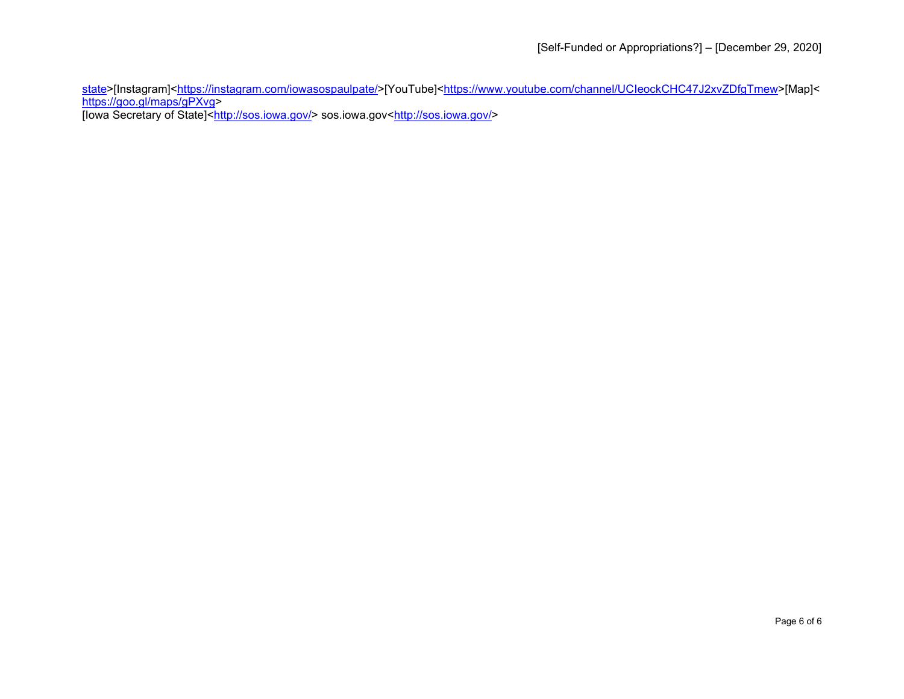state>[Instagram]<https://instagram.com/iowasospaulpate/>[YouTube]<https://www.youtube.com/channel/UCIeockCHC47J2xvZDfgTmew>[Map]<
https://goo.gl/maps/gPXvg>
[Iowa Secretary of State]<http://sos.iowa.gov/> sos.iowa.gov<http://sos.iowa.gov/>